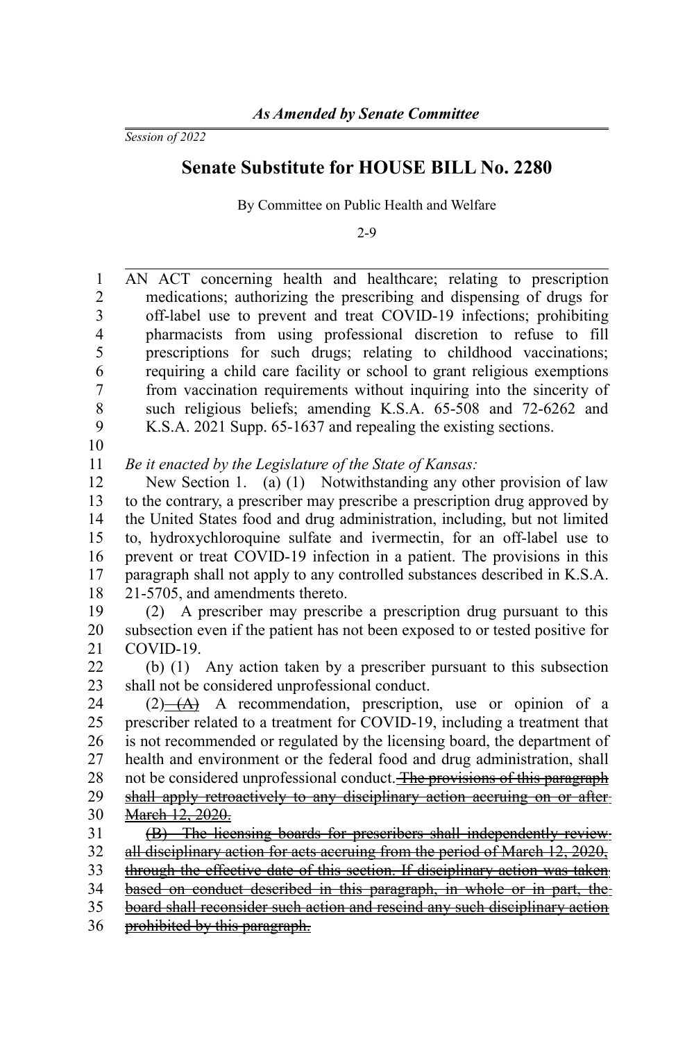*As Amended by Senate Committee*

*Session of 2022*

# Senate Substitute for HOUSE BILL No. 2280

By Committee on Public Health and Welfare

2-9

AN ACT concerning health and healthcare; relating to prescription medications; authorizing the prescribing and dispensing of drugs for off-label use to prevent and treat COVID-19 infections; prohibiting pharmacists from using professional discretion to refuse to fill prescriptions for such drugs; relating to childhood vaccinations; requiring a child care facility or school to grant religious exemptions from vaccination requirements without inquiring into the sincerity of such religious beliefs; amending K.S.A. 65-508 and 72-6262 and K.S.A. 2021 Supp. 65-1637 and repealing the existing sections.

*Be it enacted by the Legislature of the State of Kansas:*

New Section 1. (a) (1) Notwithstanding any other provision of law to the contrary, a prescriber may prescribe a prescription drug approved by the United States food and drug administration, including, but not limited to, hydroxychloroquine sulfate and ivermectin, for an off-label use to prevent or treat COVID-19 infection in a patient. The provisions in this paragraph shall not apply to any controlled substances described in K.S.A. 21-5705, and amendments thereto.

(2) A prescriber may prescribe a prescription drug pursuant to this subsection even if the patient has not been exposed to or tested positive for COVID-19.

(b) (1) Any action taken by a prescriber pursuant to this subsection shall not be considered unprofessional conduct.

(2) ~~(A)~~ A recommendation, prescription, use or opinion of a prescriber related to a treatment for COVID-19, including a treatment that is not recommended or regulated by the licensing board, the department of health and environment or the federal food and drug administration, shall not be considered unprofessional conduct. ~~The provisions of this paragraph shall apply retroactively to any disciplinary action accruing on or after March 12, 2020.~~

~~(B) The licensing boards for prescribers shall independently review all disciplinary action for acts accruing from the period of March 12, 2020, through the effective date of this section. If disciplinary action was taken based on conduct described in this paragraph, in whole or in part, the board shall reconsider such action and rescind any such disciplinary action prohibited by this paragraph.~~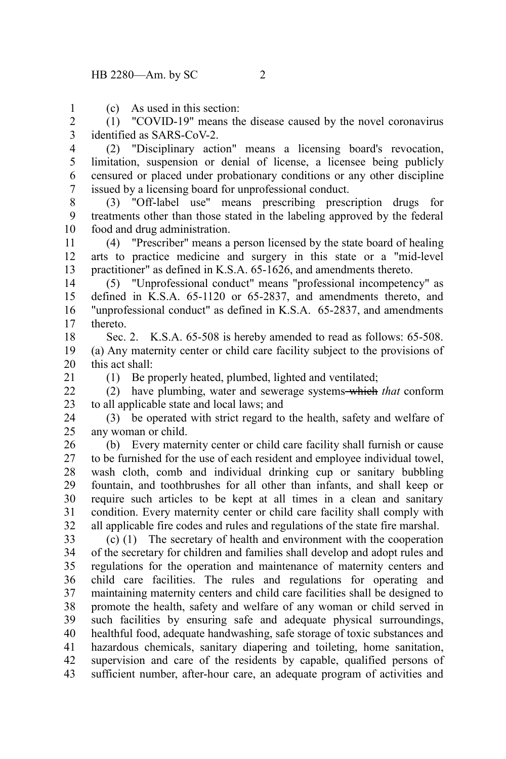(c) As used in this section:

(1) "COVID-19" means the disease caused by the novel coronavirus identified as SARS-CoV-2.

(2) "Disciplinary action" means a licensing board's revocation, limitation, suspension or denial of license, a licensee being publicly censured or placed under probationary conditions or any other discipline issued by a licensing board for unprofessional conduct.

(3) "Off-label use" means prescribing prescription drugs for treatments other than those stated in the labeling approved by the federal food and drug administration.

(4) "Prescriber" means a person licensed by the state board of healing arts to practice medicine and surgery in this state or a "mid-level practitioner" as defined in K.S.A. 65-1626, and amendments thereto.

(5) "Unprofessional conduct" means "professional incompetency" as defined in K.S.A. 65-1120 or 65-2837, and amendments thereto, and "unprofessional conduct" as defined in K.S.A. 65-2837, and amendments thereto.

Sec. 2. K.S.A. 65-508 is hereby amended to read as follows: 65-508. (a) Any maternity center or child care facility subject to the provisions of this act shall:

(1) Be properly heated, plumbed, lighted and ventilated;

(2) have plumbing, water and sewerage systems ~~which~~ *that* conform to all applicable state and local laws; and

(3) be operated with strict regard to the health, safety and welfare of any woman or child.

(b) Every maternity center or child care facility shall furnish or cause to be furnished for the use of each resident and employee individual towel, wash cloth, comb and individual drinking cup or sanitary bubbling fountain, and toothbrushes for all other than infants, and shall keep or require such articles to be kept at all times in a clean and sanitary condition. Every maternity center or child care facility shall comply with all applicable fire codes and rules and regulations of the state fire marshal.

(c) (1) The secretary of health and environment with the cooperation of the secretary for children and families shall develop and adopt rules and regulations for the operation and maintenance of maternity centers and child care facilities. The rules and regulations for operating and maintaining maternity centers and child care facilities shall be designed to promote the health, safety and welfare of any woman or child served in such facilities by ensuring safe and adequate physical surroundings, healthful food, adequate handwashing, safe storage of toxic substances and hazardous chemicals, sanitary diapering and toileting, home sanitation, supervision and care of the residents by capable, qualified persons of sufficient number, after-hour care, an adequate program of activities and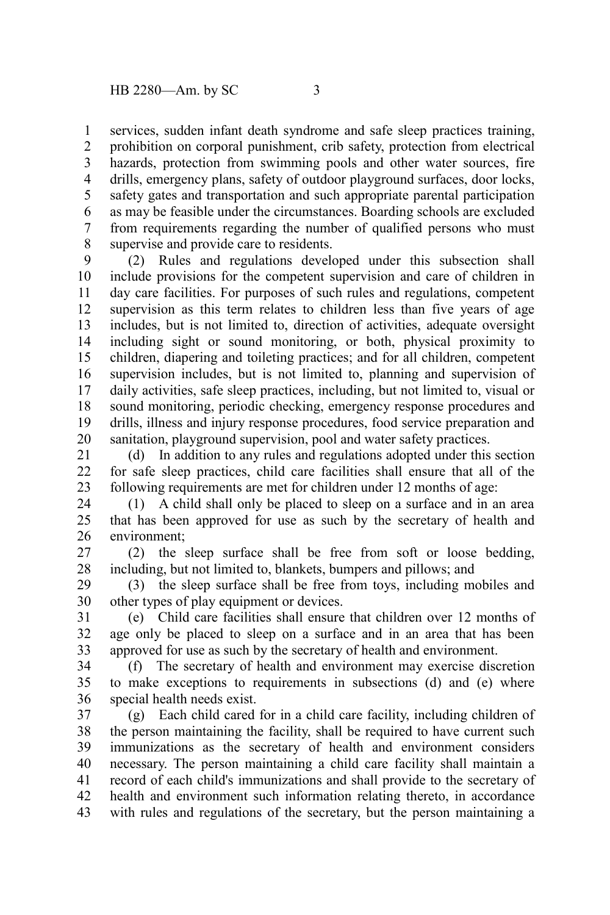services, sudden infant death syndrome and safe sleep practices training, prohibition on corporal punishment, crib safety, protection from electrical hazards, protection from swimming pools and other water sources, fire drills, emergency plans, safety of outdoor playground surfaces, door locks, safety gates and transportation and such appropriate parental participation as may be feasible under the circumstances. Boarding schools are excluded from requirements regarding the number of qualified persons who must supervise and provide care to residents.

(2) Rules and regulations developed under this subsection shall include provisions for the competent supervision and care of children in day care facilities. For purposes of such rules and regulations, competent supervision as this term relates to children less than five years of age includes, but is not limited to, direction of activities, adequate oversight including sight or sound monitoring, or both, physical proximity to children, diapering and toileting practices; and for all children, competent supervision includes, but is not limited to, planning and supervision of daily activities, safe sleep practices, including, but not limited to, visual or sound monitoring, periodic checking, emergency response procedures and drills, illness and injury response procedures, food service preparation and sanitation, playground supervision, pool and water safety practices.

(d) In addition to any rules and regulations adopted under this section for safe sleep practices, child care facilities shall ensure that all of the following requirements are met for children under 12 months of age:

(1) A child shall only be placed to sleep on a surface and in an area that has been approved for use as such by the secretary of health and environment;

(2) the sleep surface shall be free from soft or loose bedding, including, but not limited to, blankets, bumpers and pillows; and

(3) the sleep surface shall be free from toys, including mobiles and other types of play equipment or devices.

(e) Child care facilities shall ensure that children over 12 months of age only be placed to sleep on a surface and in an area that has been approved for use as such by the secretary of health and environment.

(f) The secretary of health and environment may exercise discretion to make exceptions to requirements in subsections (d) and (e) where special health needs exist.

(g) Each child cared for in a child care facility, including children of the person maintaining the facility, shall be required to have current such immunizations as the secretary of health and environment considers necessary. The person maintaining a child care facility shall maintain a record of each child's immunizations and shall provide to the secretary of health and environment such information relating thereto, in accordance with rules and regulations of the secretary, but the person maintaining a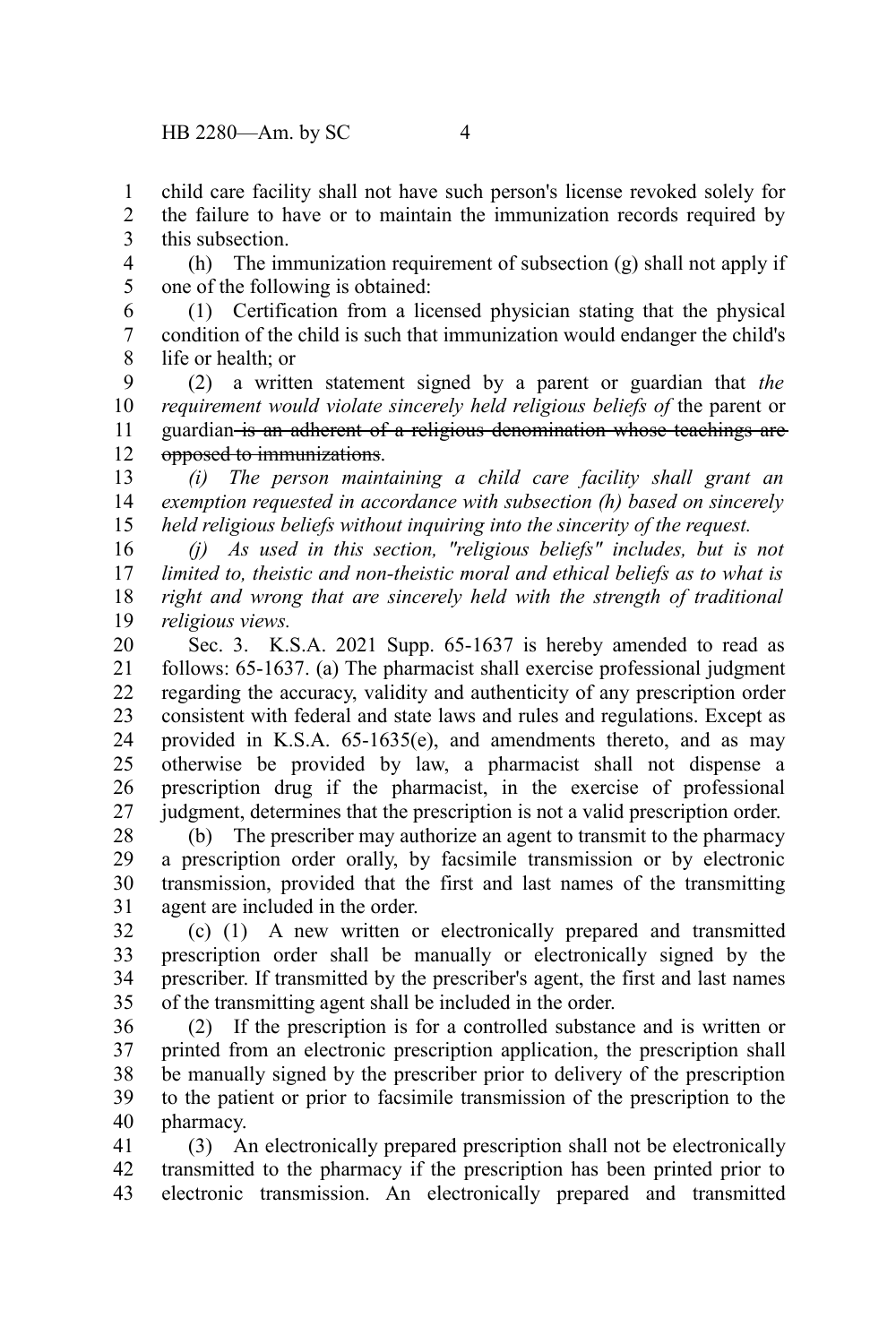child care facility shall not have such person's license revoked solely for the failure to have or to maintain the immunization records required by this subsection.

(h) The immunization requirement of subsection (g) shall not apply if one of the following is obtained:

(1) Certification from a licensed physician stating that the physical condition of the child is such that immunization would endanger the child's life or health; or

(2) a written statement signed by a parent or guardian that *the requirement would violate sincerely held religious beliefs of* the parent or guardian ~~is an adherent of a religious denomination whose teachings are opposed to immunizations~~.

*(i) The person maintaining a child care facility shall grant an exemption requested in accordance with subsection (h) based on sincerely held religious beliefs without inquiring into the sincerity of the request.*

*(j) As used in this section, "religious beliefs" includes, but is not limited to, theistic and non-theistic moral and ethical beliefs as to what is right and wrong that are sincerely held with the strength of traditional religious views.*

Sec. 3. K.S.A. 2021 Supp. 65-1637 is hereby amended to read as follows: 65-1637. (a) The pharmacist shall exercise professional judgment regarding the accuracy, validity and authenticity of any prescription order consistent with federal and state laws and rules and regulations. Except as provided in K.S.A. 65-1635(e), and amendments thereto, and as may otherwise be provided by law, a pharmacist shall not dispense a prescription drug if the pharmacist, in the exercise of professional judgment, determines that the prescription is not a valid prescription order.

(b) The prescriber may authorize an agent to transmit to the pharmacy a prescription order orally, by facsimile transmission or by electronic transmission, provided that the first and last names of the transmitting agent are included in the order.

(c) (1) A new written or electronically prepared and transmitted prescription order shall be manually or electronically signed by the prescriber. If transmitted by the prescriber's agent, the first and last names of the transmitting agent shall be included in the order.

(2) If the prescription is for a controlled substance and is written or printed from an electronic prescription application, the prescription shall be manually signed by the prescriber prior to delivery of the prescription to the patient or prior to facsimile transmission of the prescription to the pharmacy.

(3) An electronically prepared prescription shall not be electronically transmitted to the pharmacy if the prescription has been printed prior to electronic transmission. An electronically prepared and transmitted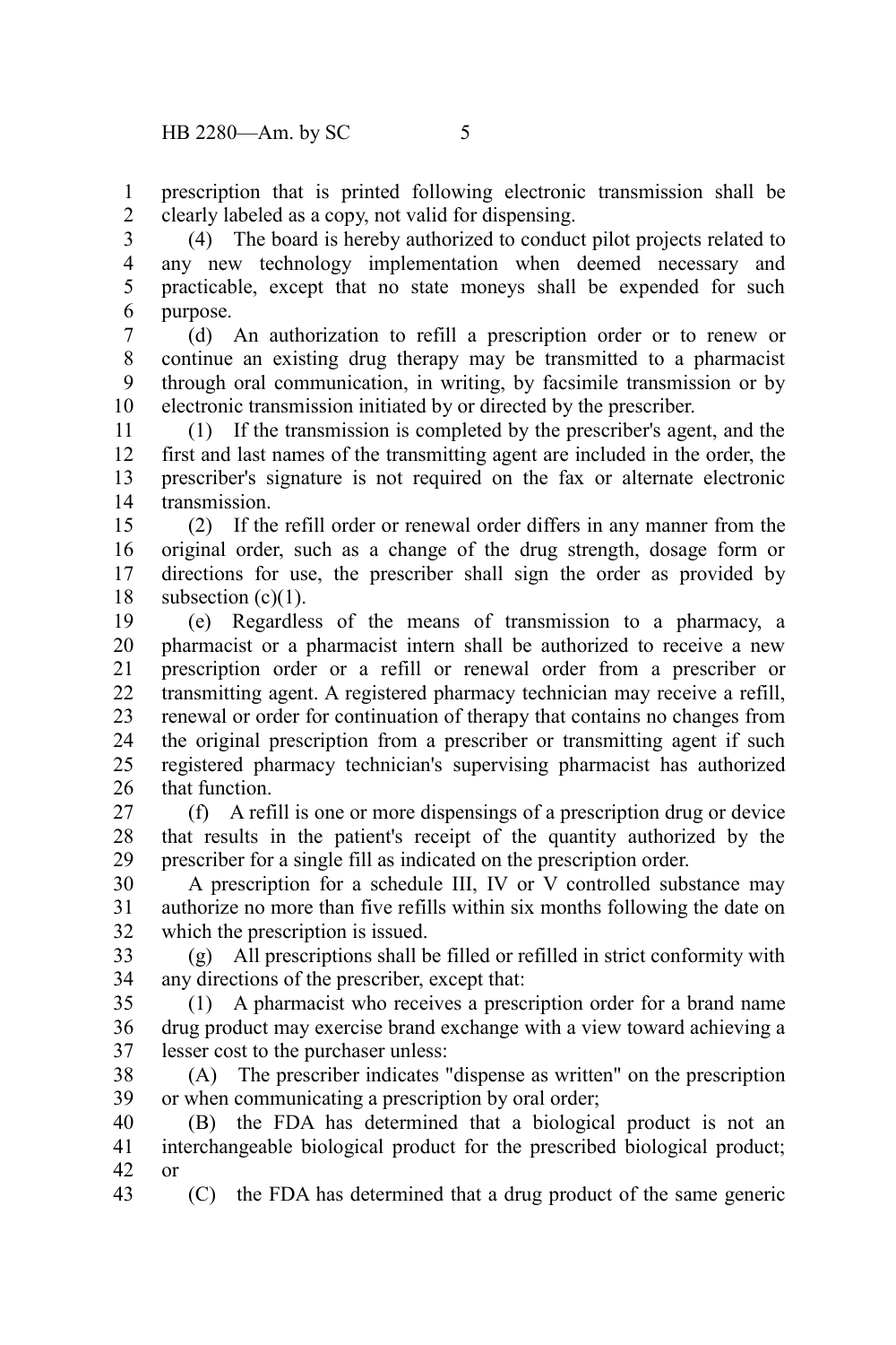prescription that is printed following electronic transmission shall be clearly labeled as a copy, not valid for dispensing.

(4) The board is hereby authorized to conduct pilot projects related to any new technology implementation when deemed necessary and practicable, except that no state moneys shall be expended for such purpose.

(d) An authorization to refill a prescription order or to renew or continue an existing drug therapy may be transmitted to a pharmacist through oral communication, in writing, by facsimile transmission or by electronic transmission initiated by or directed by the prescriber.

(1) If the transmission is completed by the prescriber's agent, and the first and last names of the transmitting agent are included in the order, the prescriber's signature is not required on the fax or alternate electronic transmission.

(2) If the refill order or renewal order differs in any manner from the original order, such as a change of the drug strength, dosage form or directions for use, the prescriber shall sign the order as provided by subsection (c)(1).

(e) Regardless of the means of transmission to a pharmacy, a pharmacist or a pharmacist intern shall be authorized to receive a new prescription order or a refill or renewal order from a prescriber or transmitting agent. A registered pharmacy technician may receive a refill, renewal or order for continuation of therapy that contains no changes from the original prescription from a prescriber or transmitting agent if such registered pharmacy technician's supervising pharmacist has authorized that function.

(f) A refill is one or more dispensings of a prescription drug or device that results in the patient's receipt of the quantity authorized by the prescriber for a single fill as indicated on the prescription order.

A prescription for a schedule III, IV or V controlled substance may authorize no more than five refills within six months following the date on which the prescription is issued.

(g) All prescriptions shall be filled or refilled in strict conformity with any directions of the prescriber, except that:

(1) A pharmacist who receives a prescription order for a brand name drug product may exercise brand exchange with a view toward achieving a lesser cost to the purchaser unless:

(A) The prescriber indicates "dispense as written" on the prescription or when communicating a prescription by oral order;

(B) the FDA has determined that a biological product is not an interchangeable biological product for the prescribed biological product; or

(C) the FDA has determined that a drug product of the same generic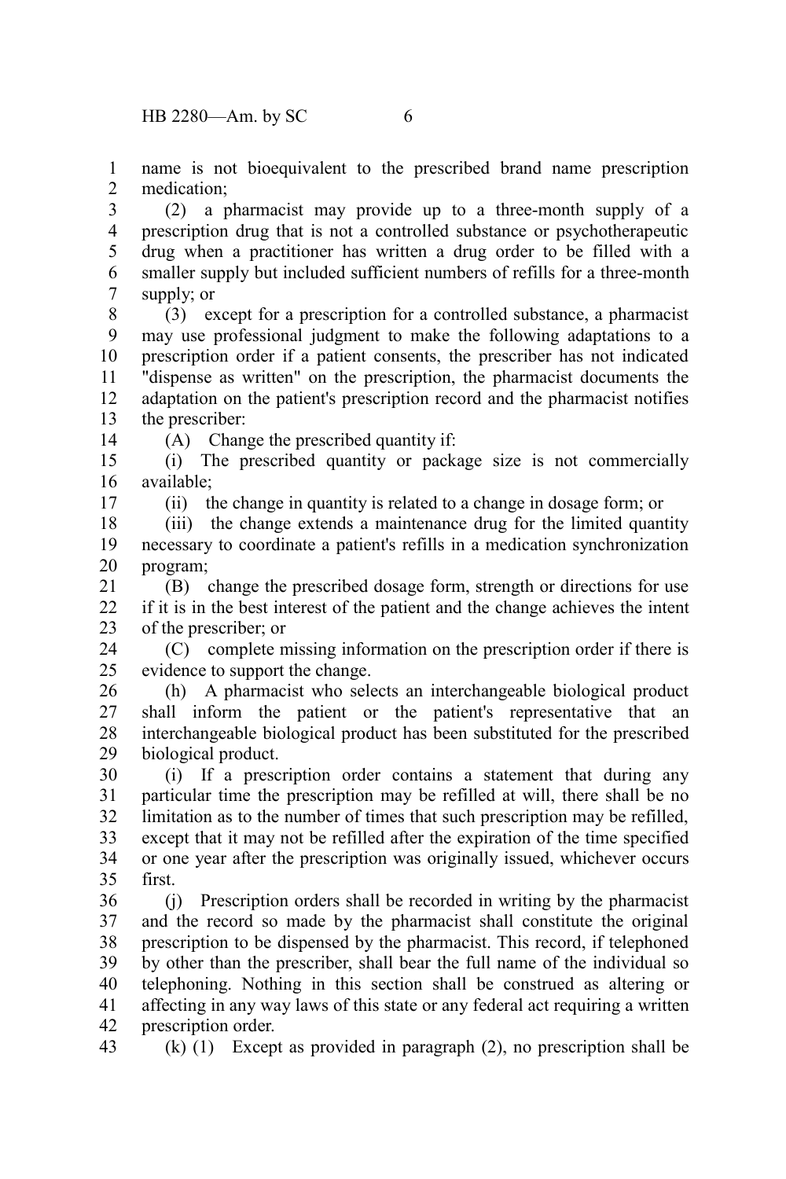name is not bioequivalent to the prescribed brand name prescription medication;

(2) a pharmacist may provide up to a three-month supply of a prescription drug that is not a controlled substance or psychotherapeutic drug when a practitioner has written a drug order to be filled with a smaller supply but included sufficient numbers of refills for a three-month supply; or

(3) except for a prescription for a controlled substance, a pharmacist may use professional judgment to make the following adaptations to a prescription order if a patient consents, the prescriber has not indicated "dispense as written" on the prescription, the pharmacist documents the adaptation on the patient's prescription record and the pharmacist notifies the prescriber:

(A) Change the prescribed quantity if:

(i) The prescribed quantity or package size is not commercially available;

(ii) the change in quantity is related to a change in dosage form; or

(iii) the change extends a maintenance drug for the limited quantity necessary to coordinate a patient's refills in a medication synchronization program;

(B) change the prescribed dosage form, strength or directions for use if it is in the best interest of the patient and the change achieves the intent of the prescriber; or

(C) complete missing information on the prescription order if there is evidence to support the change.

(h) A pharmacist who selects an interchangeable biological product shall inform the patient or the patient's representative that an interchangeable biological product has been substituted for the prescribed biological product.

(i) If a prescription order contains a statement that during any particular time the prescription may be refilled at will, there shall be no limitation as to the number of times that such prescription may be refilled, except that it may not be refilled after the expiration of the time specified or one year after the prescription was originally issued, whichever occurs first.

(j) Prescription orders shall be recorded in writing by the pharmacist and the record so made by the pharmacist shall constitute the original prescription to be dispensed by the pharmacist. This record, if telephoned by other than the prescriber, shall bear the full name of the individual so telephoning. Nothing in this section shall be construed as altering or affecting in any way laws of this state or any federal act requiring a written prescription order.

(k) (1) Except as provided in paragraph (2), no prescription shall be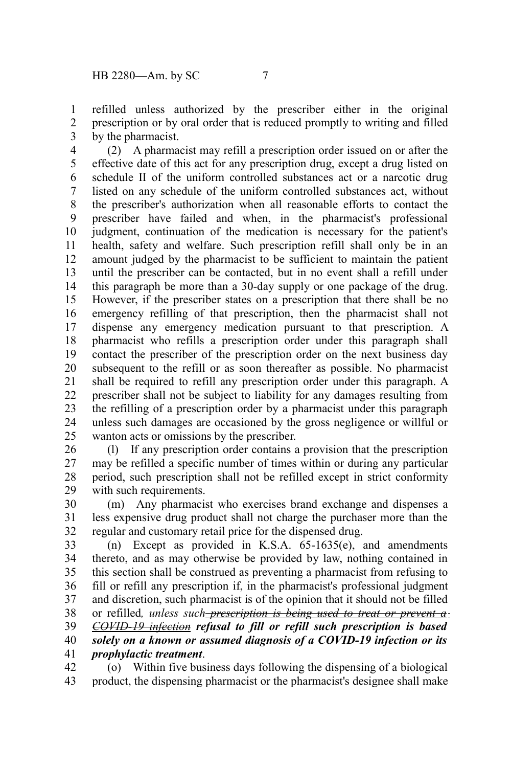refilled unless authorized by the prescriber either in the original prescription or by oral order that is reduced promptly to writing and filled by the pharmacist.

(2) A pharmacist may refill a prescription order issued on or after the effective date of this act for any prescription drug, except a drug listed on schedule II of the uniform controlled substances act or a narcotic drug listed on any schedule of the uniform controlled substances act, without the prescriber's authorization when all reasonable efforts to contact the prescriber have failed and when, in the pharmacist's professional judgment, continuation of the medication is necessary for the patient's health, safety and welfare. Such prescription refill shall only be in an amount judged by the pharmacist to be sufficient to maintain the patient until the prescriber can be contacted, but in no event shall a refill under this paragraph be more than a 30-day supply or one package of the drug. However, if the prescriber states on a prescription that there shall be no emergency refilling of that prescription, then the pharmacist shall not dispense any emergency medication pursuant to that prescription. A pharmacist who refills a prescription order under this paragraph shall contact the prescriber of the prescription order on the next business day subsequent to the refill or as soon thereafter as possible. No pharmacist shall be required to refill any prescription order under this paragraph. A prescriber shall not be subject to liability for any damages resulting from the refilling of a prescription order by a pharmacist under this paragraph unless such damages are occasioned by the gross negligence or willful or wanton acts or omissions by the prescriber.

(l) If any prescription order contains a provision that the prescription may be refilled a specific number of times within or during any particular period, such prescription shall not be refilled except in strict conformity with such requirements.

(m) Any pharmacist who exercises brand exchange and dispenses a less expensive drug product shall not charge the purchaser more than the regular and customary retail price for the dispensed drug.

(n) Except as provided in K.S.A. 65-1635(e), and amendments thereto, and as may otherwise be provided by law, nothing contained in this section shall be construed as preventing a pharmacist from refusing to fill or refill any prescription if, in the pharmacist's professional judgment and discretion, such pharmacist is of the opinion that it should not be filled or refilled*, unless such ~~prescription is being used to treat or prevent a COVID-19 infection~~* ***refusal to fill or refill such prescription is based solely on a known or assumed diagnosis of a COVID-19 infection or its prophylactic treatment***.

(o) Within five business days following the dispensing of a biological product, the dispensing pharmacist or the pharmacist's designee shall make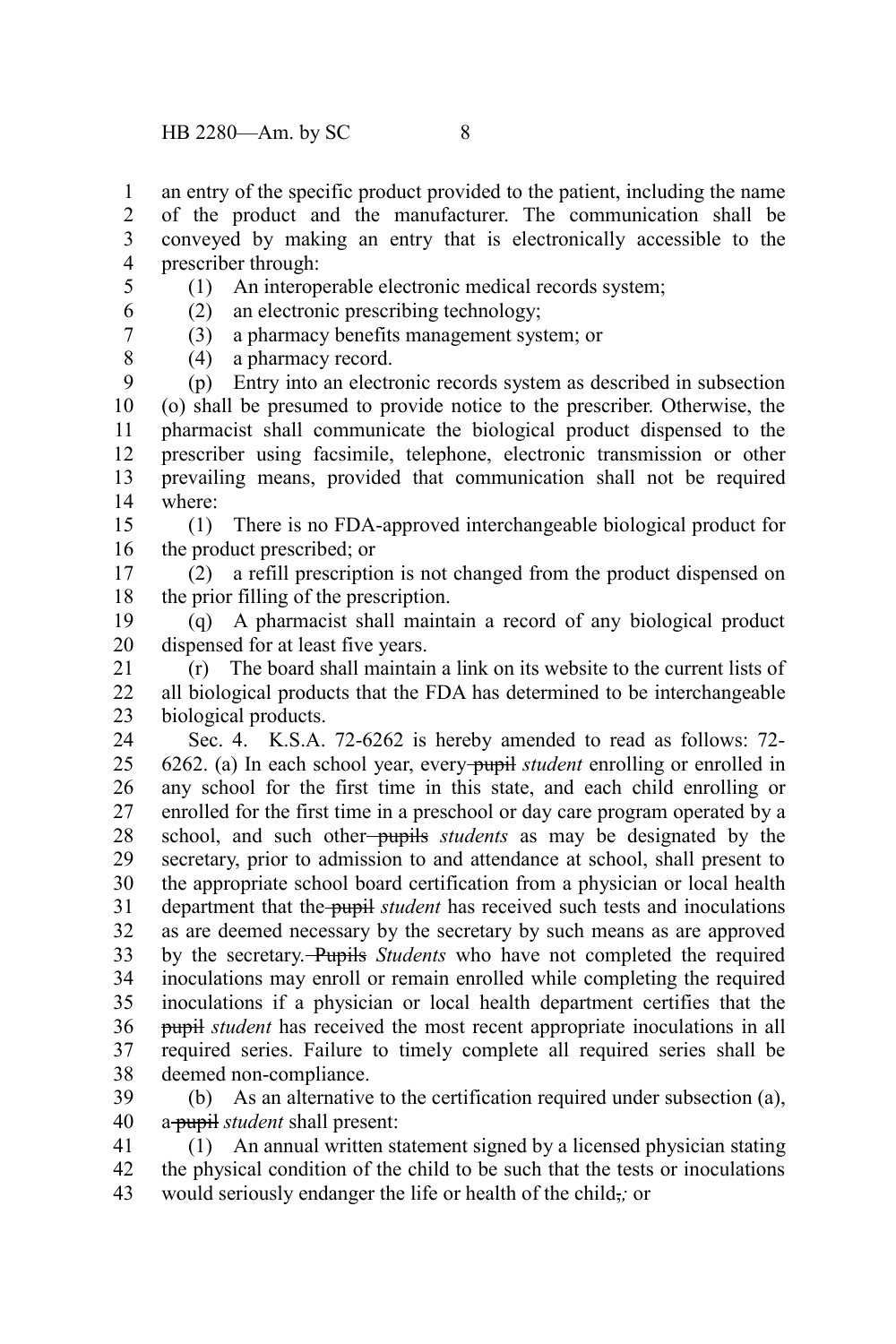an entry of the specific product provided to the patient, including the name of the product and the manufacturer. The communication shall be conveyed by making an entry that is electronically accessible to the prescriber through:

(1) An interoperable electronic medical records system;

(2) an electronic prescribing technology;

(3) a pharmacy benefits management system; or

(4) a pharmacy record.

(p) Entry into an electronic records system as described in subsection (o) shall be presumed to provide notice to the prescriber. Otherwise, the pharmacist shall communicate the biological product dispensed to the prescriber using facsimile, telephone, electronic transmission or other prevailing means, provided that communication shall not be required where:

(1) There is no FDA-approved interchangeable biological product for the product prescribed; or

(2) a refill prescription is not changed from the product dispensed on the prior filling of the prescription.

(q) A pharmacist shall maintain a record of any biological product dispensed for at least five years.

(r) The board shall maintain a link on its website to the current lists of all biological products that the FDA has determined to be interchangeable biological products.

Sec. 4. K.S.A. 72-6262 is hereby amended to read as follows: 72-6262. (a) In each school year, every ~~pupil~~ *student* enrolling or enrolled in any school for the first time in this state, and each child enrolling or enrolled for the first time in a preschool or day care program operated by a school, and such other ~~pupils~~ *students* as may be designated by the secretary, prior to admission to and attendance at school, shall present to the appropriate school board certification from a physician or local health department that the ~~pupil~~ *student* has received such tests and inoculations as are deemed necessary by the secretary by such means as are approved by the secretary. ~~Pupils~~ *Students* who have not completed the required inoculations may enroll or remain enrolled while completing the required inoculations if a physician or local health department certifies that the ~~pupil~~ *student* has received the most recent appropriate inoculations in all required series. Failure to timely complete all required series shall be deemed non-compliance.

(b) As an alternative to the certification required under subsection (a), a ~~pupil~~ *student* shall present:

(1) An annual written statement signed by a licensed physician stating the physical condition of the child to be such that the tests or inoculations would seriously endanger the life or health of the child~~,~~*;* or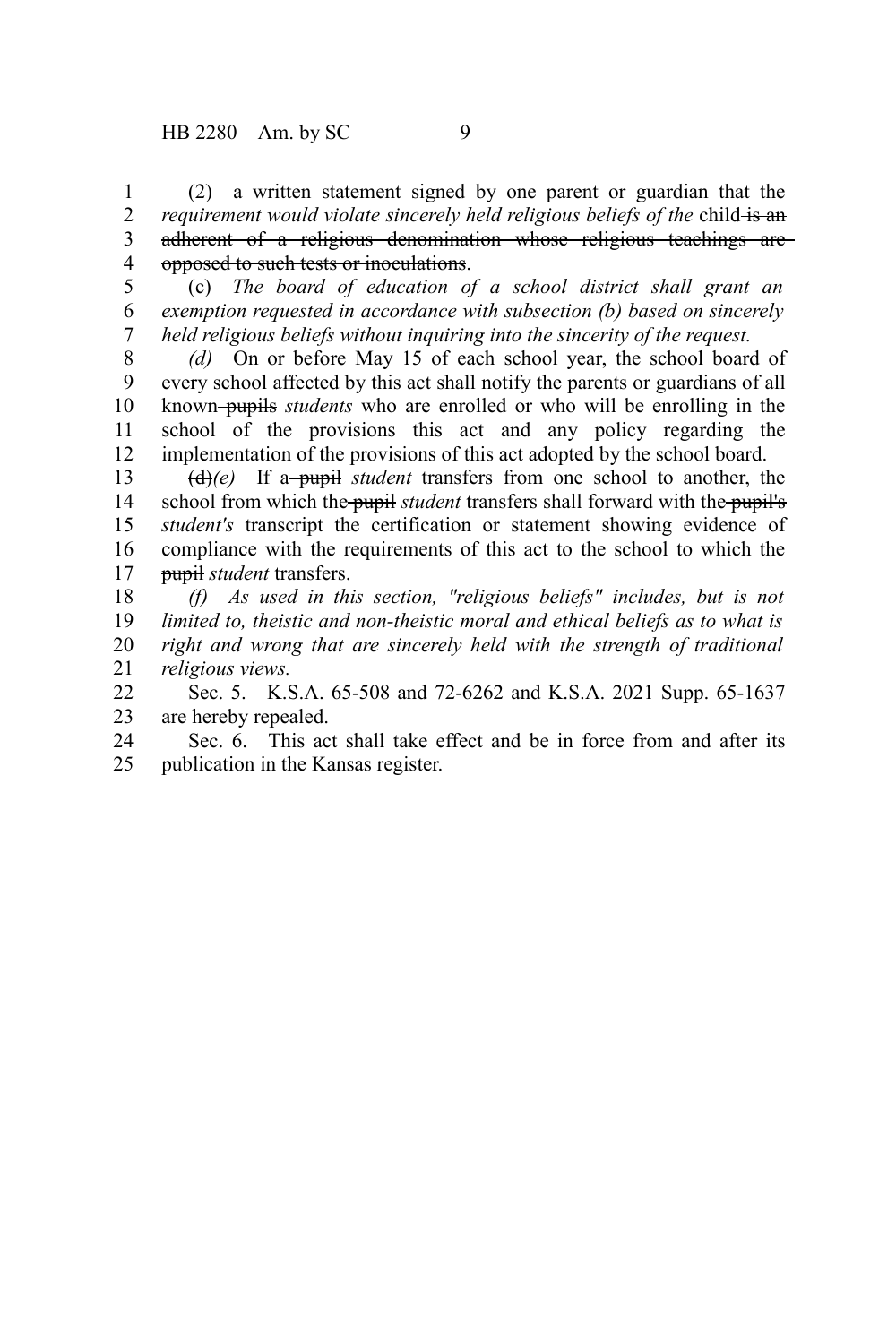(2) a written statement signed by one parent or guardian that the *requirement would violate sincerely held religious beliefs of the* child ~~is an adherent of a religious denomination whose religious teachings are opposed to such tests or inoculations~~.

(c) *The board of education of a school district shall grant an exemption requested in accordance with subsection (b) based on sincerely held religious beliefs without inquiring into the sincerity of the request.*

*(d)* On or before May 15 of each school year, the school board of every school affected by this act shall notify the parents or guardians of all known ~~pupils~~ *students* who are enrolled or who will be enrolling in the school of the provisions this act and any policy regarding the implementation of the provisions of this act adopted by the school board.

~~(d)~~*(e)* If a ~~pupil~~ *student* transfers from one school to another, the school from which the ~~pupil~~ *student* transfers shall forward with the ~~pupil's~~ *student's* transcript the certification or statement showing evidence of compliance with the requirements of this act to the school to which the ~~pupil~~ *student* transfers.

*(f) As used in this section, "religious beliefs" includes, but is not limited to, theistic and non-theistic moral and ethical beliefs as to what is right and wrong that are sincerely held with the strength of traditional religious views.*

Sec. 5. K.S.A. 65-508 and 72-6262 and K.S.A. 2021 Supp. 65-1637 are hereby repealed.

Sec. 6. This act shall take effect and be in force from and after its publication in the Kansas register.